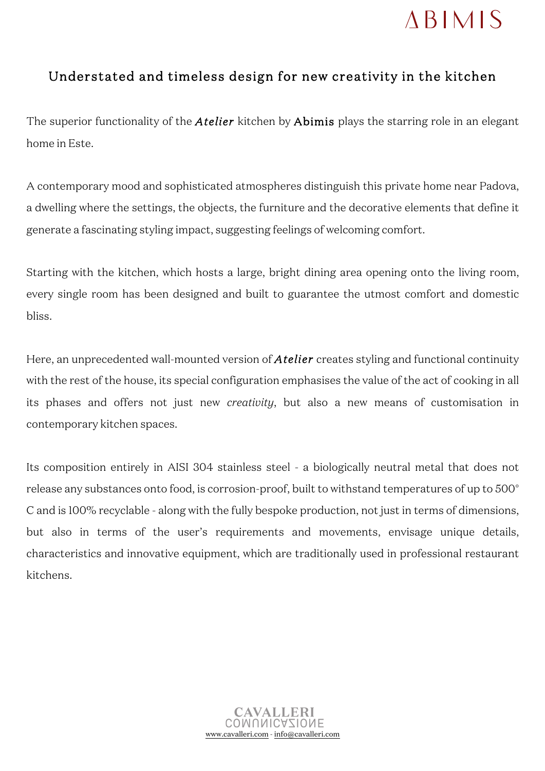## Understated and timeless design for new creativity in the kitchen

The superior functionality of the ***Atelier*** kitchen by Abimis plays the starring role in an elegant home in Este.

A contemporary mood and sophisticated atmospheres distinguish this private home near Padova, a dwelling where the settings, the objects, the furniture and the decorative elements that define it generate a fascinating styling impact, suggesting feelings of welcoming comfort.

Starting with the kitchen, which hosts a large, bright dining area opening onto the living room, every single room has been designed and built to guarantee the utmost comfort and domestic bliss.

Here, an unprecedented wall-mounted version of ***Atelier*** creates styling and functional continuity with the rest of the house, its special configuration emphasises the value of the act of cooking in all its phases and offers not just new *creativity*, but also a new means of customisation in contemporary kitchen spaces.

Its composition entirely in AISI 304 stainless steel - a biologically neutral metal that does not release any substances onto food, is corrosion-proof, built to withstand temperatures of up to 500° C and is 100% recyclable - along with the fully bespoke production, not just in terms of dimensions, but also in terms of the user's requirements and movements, envisage unique details, characteristics and innovative equipment, which are traditionally used in professional restaurant kitchens.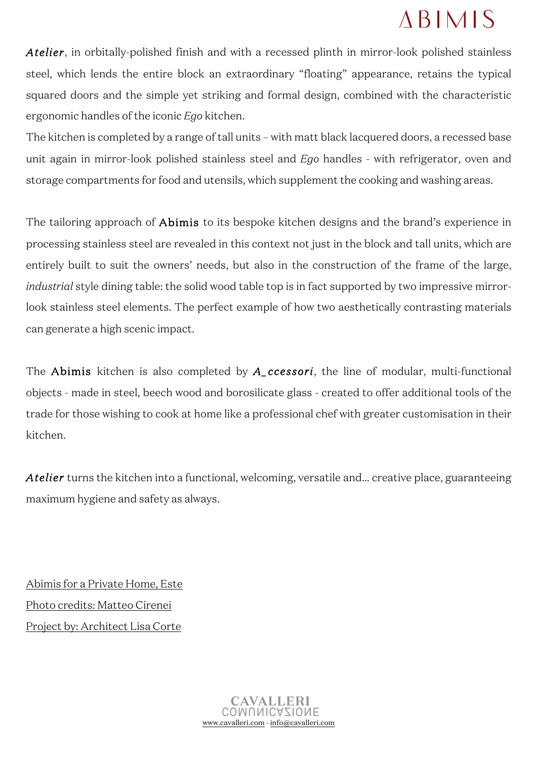***Atelier***, in orbitally-polished finish and with a recessed plinth in mirror-look polished stainless steel, which lends the entire block an extraordinary "floating" appearance, retains the typical squared doors and the simple yet striking and formal design, combined with the characteristic ergonomic handles of the iconic *Ego* kitchen.
The kitchen is completed by a range of tall units – with matt black lacquered doors, a recessed base unit again in mirror-look polished stainless steel and *Ego* handles - with refrigerator, oven and storage compartments for food and utensils, which supplement the cooking and washing areas.

The tailoring approach of **Abimis** to its bespoke kitchen designs and the brand's experience in processing stainless steel are revealed in this context not just in the block and tall units, which are entirely built to suit the owners' needs, but also in the construction of the frame of the large, *industrial* style dining table: the solid wood table top is in fact supported by two impressive mirror-look stainless steel elements. The perfect example of how two aesthetically contrasting materials can generate a high scenic impact.

The **Abimis** kitchen is also completed by ***A_ccessori***, the line of modular, multi-functional objects - made in steel, beech wood and borosilicate glass - created to offer additional tools of the trade for those wishing to cook at home like a professional chef with greater customisation in their kitchen.

***Atelier*** turns the kitchen into a functional, welcoming, versatile and… creative place, guaranteeing maximum hygiene and safety as always.

Abimis for a Private Home, Este
Photo credits: Matteo Cirenei
Project by: Architect Lisa Corte

CAVALLERI COMUNICAZIONE
www.cavalleri.com - info@cavalleri.com